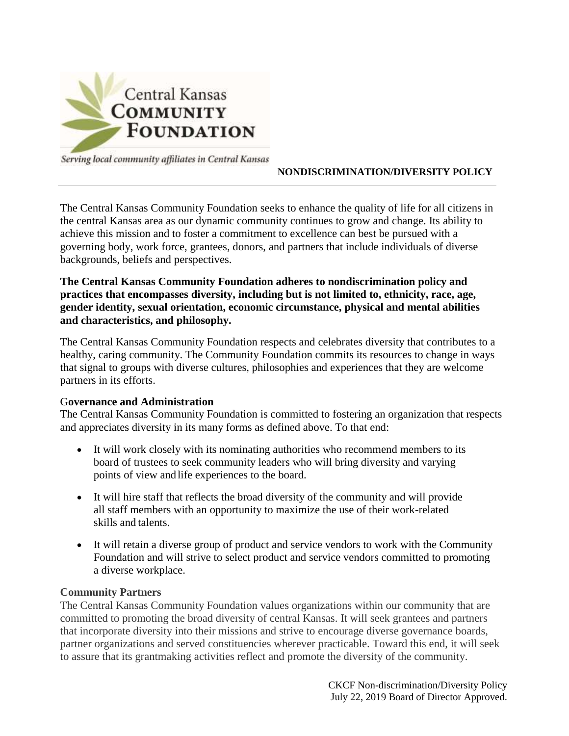Central Kansas
COMMUNITY
FOUNDATION

*Serving local community affiliates in Central Kansas*

**NONDISCRIMINATION/DIVERSITY POLICY**

The Central Kansas Community Foundation seeks to enhance the quality of life for all citizens in the central Kansas area as our dynamic community continues to grow and change. Its ability to achieve this mission and to foster a commitment to excellence can best be pursued with a governing body, work force, grantees, donors, and partners that include individuals of diverse backgrounds, beliefs and perspectives.

**The Central Kansas Community Foundation adheres to nondiscrimination policy and practices that encompasses diversity, including but is not limited to, ethnicity, race, age, gender identity, sexual orientation, economic circumstance, physical and mental abilities and characteristics, and philosophy.**

The Central Kansas Community Foundation respects and celebrates diversity that contributes to a healthy, caring community. The Community Foundation commits its resources to change in ways that signal to groups with diverse cultures, philosophies and experiences that they are welcome partners in its efforts.

**Governance and Administration**

The Central Kansas Community Foundation is committed to fostering an organization that respects and appreciates diversity in its many forms as defined above. To that end:

- It will work closely with its nominating authorities who recommend members to its board of trustees to seek community leaders who will bring diversity and varying points of view and life experiences to the board.
- It will hire staff that reflects the broad diversity of the community and will provide all staff members with an opportunity to maximize the use of their work-related skills and talents.
- It will retain a diverse group of product and service vendors to work with the Community Foundation and will strive to select product and service vendors committed to promoting a diverse workplace.

**Community Partners**

The Central Kansas Community Foundation values organizations within our community that are committed to promoting the broad diversity of central Kansas. It will seek grantees and partners that incorporate diversity into their missions and strive to encourage diverse governance boards, partner organizations and served constituencies wherever practicable. Toward this end, it will seek to assure that its grantmaking activities reflect and promote the diversity of the community.

CKCF Non-discrimination/Diversity Policy
July 22, 2019 Board of Director Approved.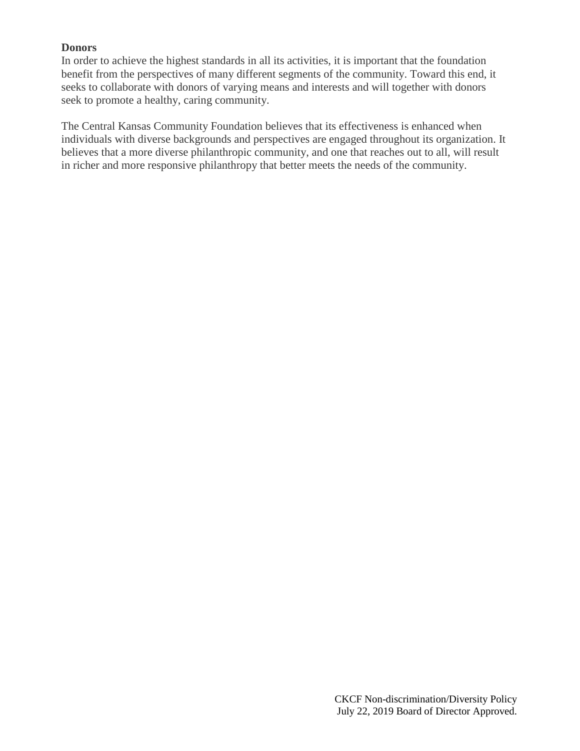**Donors**

In order to achieve the highest standards in all its activities, it is important that the foundation benefit from the perspectives of many different segments of the community. Toward this end, it seeks to collaborate with donors of varying means and interests and will together with donors seek to promote a healthy, caring community.

The Central Kansas Community Foundation believes that its effectiveness is enhanced when individuals with diverse backgrounds and perspectives are engaged throughout its organization. It believes that a more diverse philanthropic community, and one that reaches out to all, will result in richer and more responsive philanthropy that better meets the needs of the community.